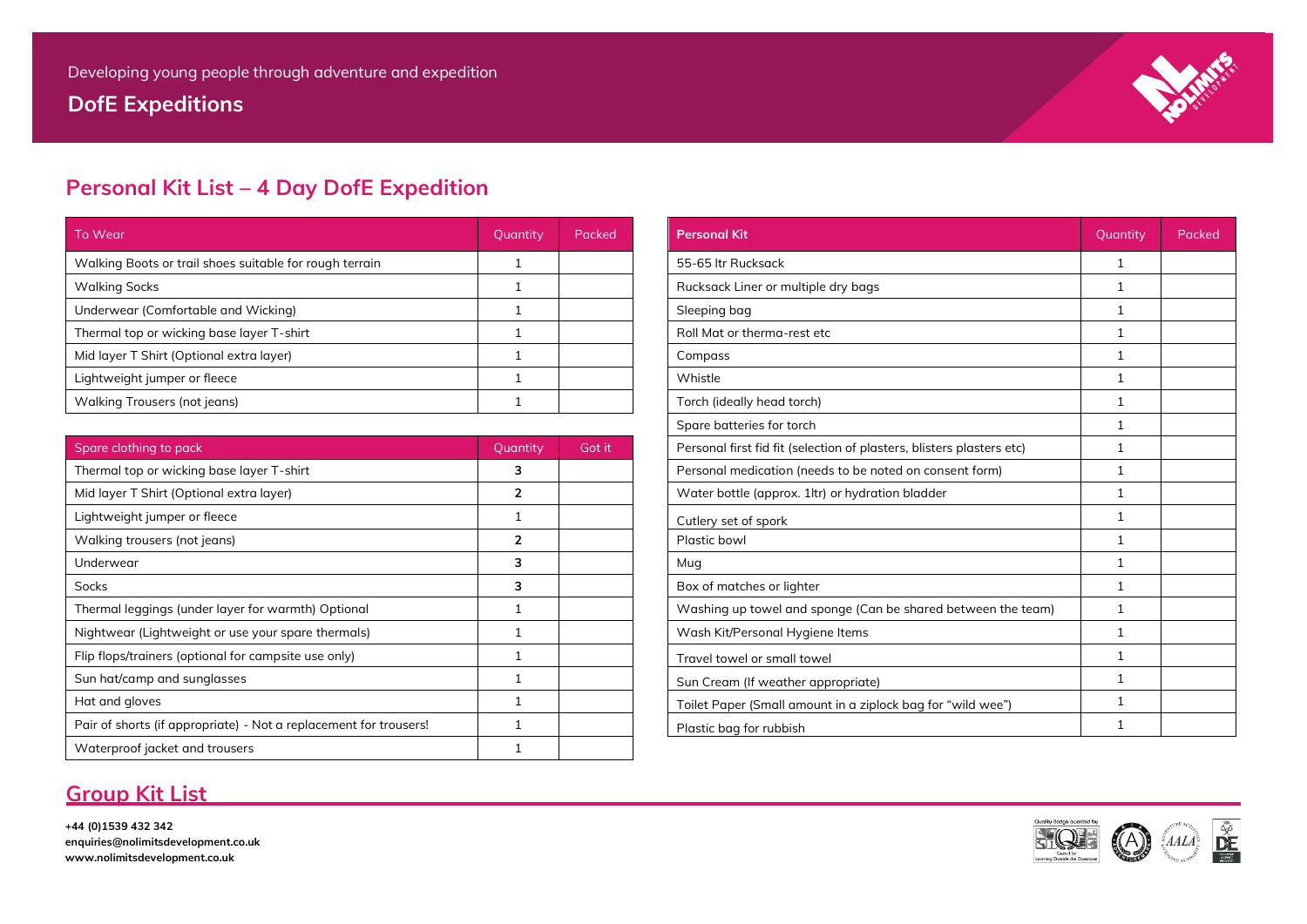Developing young people through adventure and expedition

**DofE Expeditions**

## Personal Kit List – 4 Day DofE Expedition

| To Wear | Quantity | Packed |
|---|---|---|
| Walking Boots or trail shoes suitable for rough terrain | 1 | |
| Walking Socks | 1 | |
| Underwear (Comfortable and Wicking) | 1 | |
| Thermal top or wicking base layer T-shirt | 1 | |
| Mid layer T Shirt (Optional extra layer) | 1 | |
| Lightweight jumper or fleece | 1 | |
| Walking Trousers (not jeans) | 1 | |

| Spare clothing to pack | Quantity | Got it |
|---|---|---|
| Thermal top or wicking base layer T-shirt | **3** | |
| Mid layer T Shirt (Optional extra layer) | **2** | |
| Lightweight jumper or fleece | 1 | |
| Walking trousers (not jeans) | **2** | |
| Underwear | **3** | |
| Socks | **3** | |
| Thermal leggings (under layer for warmth) Optional | 1 | |
| Nightwear (Lightweight or use your spare thermals) | 1 | |
| Flip flops/trainers (optional for campsite use only) | 1 | |
| Sun hat/camp and sunglasses | 1 | |
| Hat and gloves | 1 | |
| Pair of shorts (if appropriate) - Not a replacement for trousers! | 1 | |
| Waterproof jacket and trousers | 1 | |

| **Personal Kit** | Quantity | Packed |
|---|---|---|
| 55-65 ltr Rucksack | 1 | |
| Rucksack Liner or multiple dry bags | 1 | |
| Sleeping bag | 1 | |
| Roll Mat or therma-rest etc | 1 | |
| Compass | 1 | |
| Whistle | 1 | |
| Torch (ideally head torch) | 1 | |
| Spare batteries for torch | 1 | |
| Personal first fid fit (selection of plasters, blisters plasters etc) | 1 | |
| Personal medication (needs to be noted on consent form) | 1 | |
| Water bottle (approx. 1ltr) or hydration bladder | 1 | |
| Cutlery set of spork | 1 | |
| Plastic bowl | 1 | |
| Mug | 1 | |
| Box of matches or lighter | 1 | |
| Washing up towel and sponge (Can be shared between the team) | 1 | |
| Wash Kit/Personal Hygiene Items | 1 | |
| Travel towel or small towel | 1 | |
| Sun Cream (If weather appropriate) | 1 | |
| Toilet Paper (Small amount in a ziplock bag for "wild wee") | 1 | |
| Plastic bag for rubbish | 1 | |

## Group Kit List

**+44 (0)1539 432 342**
**enquiries@nolimitsdevelopment.co.uk**
**www.nolimitsdevelopment.co.uk**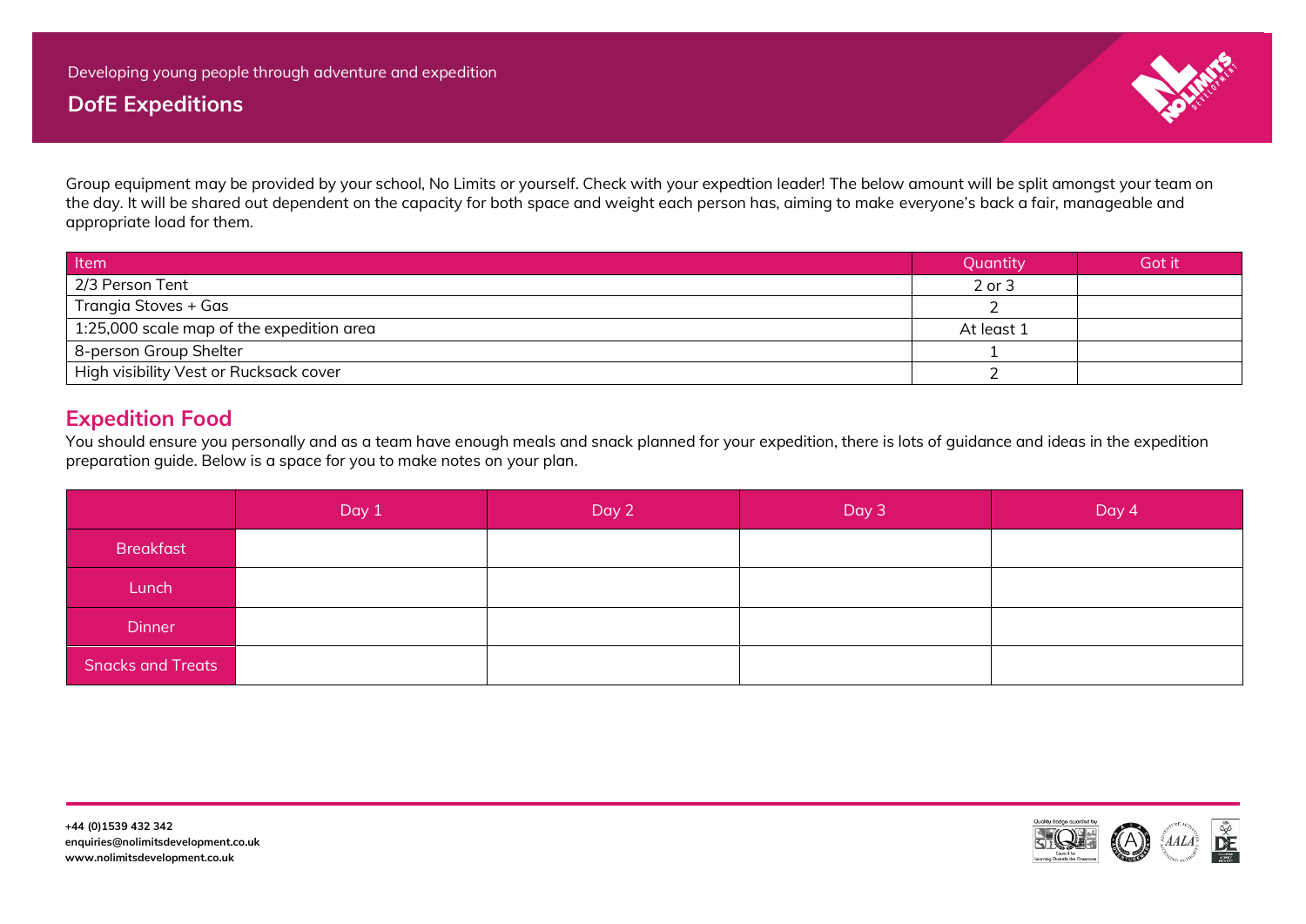Developing young people through adventure and expedition

## DofE Expeditions

Group equipment may be provided by your school, No Limits or yourself. Check with your expedtion leader! The below amount will be split amongst your team on the day. It will be shared out dependent on the capacity for both space and weight each person has, aiming to make everyone's back a fair, manageable and appropriate load for them.

| Item | Quantity | Got it |
|---|---|---|
| 2/3 Person Tent | 2 or 3 | |
| Trangia Stoves + Gas | 2 | |
| 1:25,000 scale map of the expedition area | At least 1 | |
| 8-person Group Shelter | 1 | |
| High visibility Vest or Rucksack cover | 2 | |

## Expedition Food

You should ensure you personally and as a team have enough meals and snack planned for your expedition, there is lots of guidance and ideas in the expedition preparation guide. Below is a space for you to make notes on your plan.

| | Day 1 | Day 2 | Day 3 | Day 4 |
|---|---|---|---|---|
| Breakfast | | | | |
| Lunch | | | | |
| Dinner | | | | |
| Snacks and Treats | | | | |

**+44 (0)1539 432 342**
**enquiries@nolimitsdevelopment.co.uk**
**www.nolimitsdevelopment.co.uk**